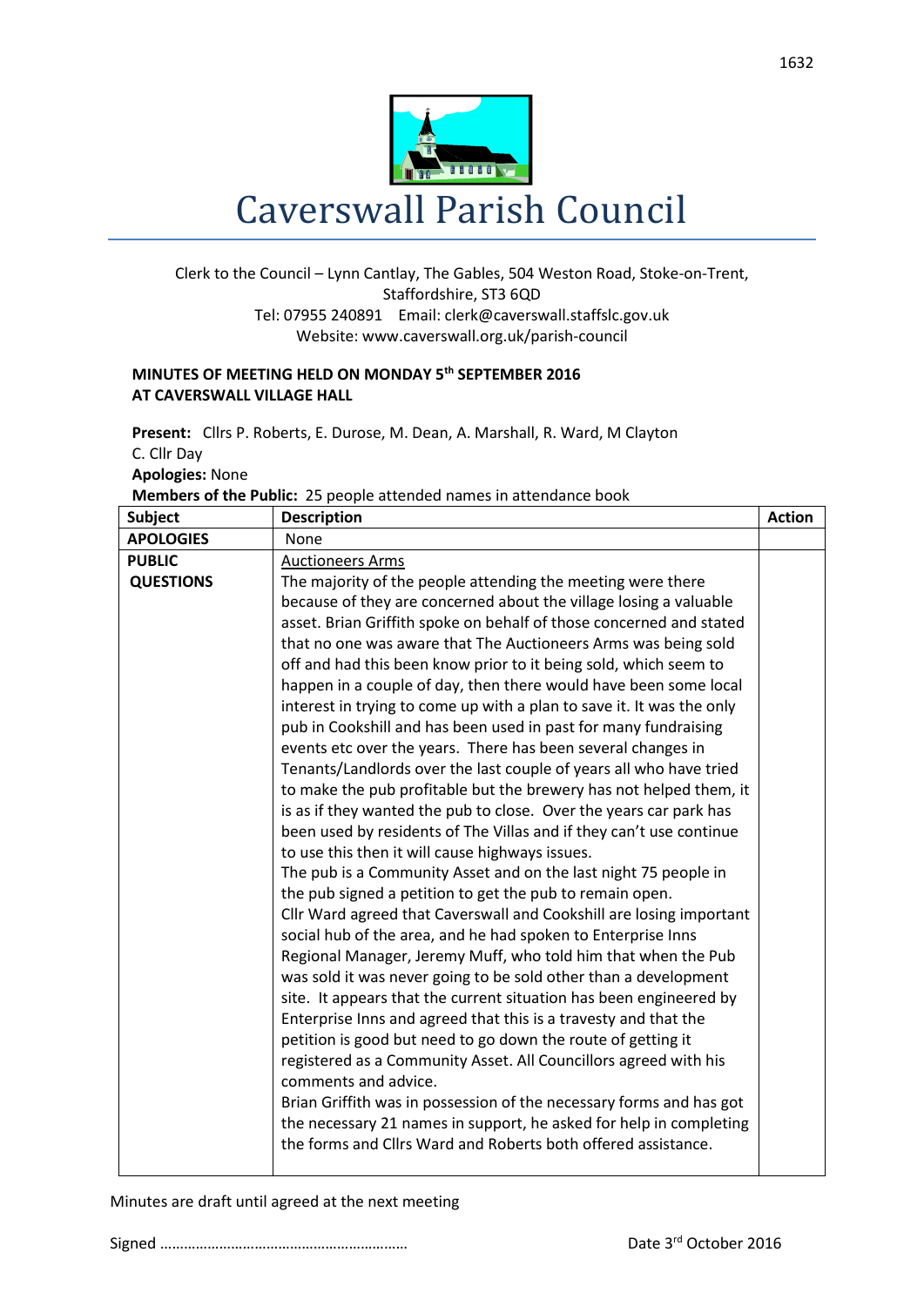# Caverswall Parish Council

Clerk to the Council – Lynn Cantlay, The Gables, 504 Weston Road, Stoke-on-Trent, Staffordshire, ST3 6QD
Tel: 07955 240891 Email: clerk@caverswall.staffslc.gov.uk
Website: www.caverswall.org.uk/parish-council

**MINUTES OF MEETING HELD ON MONDAY 5th SEPTEMBER 2016**
**AT CAVERSWALL VILLAGE HALL**

**Present:** Cllrs P. Roberts, E. Durose, M. Dean, A. Marshall, R. Ward, M Clayton
C. Cllr Day
**Apologies:** None
**Members of the Public:** 25 people attended names in attendance book

| Subject | Description | Action |
|---|---|---|
| **APOLOGIES** | None | |
| **PUBLIC QUESTIONS** | Auctioneers Arms<br>The majority of the people attending the meeting were there because of they are concerned about the village losing a valuable asset. Brian Griffith spoke on behalf of those concerned and stated that no one was aware that The Auctioneers Arms was being sold off and had this been know prior to it being sold, which seem to happen in a couple of day, then there would have been some local interest in trying to come up with a plan to save it. It was the only pub in Cookshill and has been used in past for many fundraising events etc over the years. There has been several changes in Tenants/Landlords over the last couple of years all who have tried to make the pub profitable but the brewery has not helped them, it is as if they wanted the pub to close. Over the years car park has been used by residents of The Villas and if they can't use continue to use this then it will cause highways issues.<br>The pub is a Community Asset and on the last night 75 people in the pub signed a petition to get the pub to remain open.<br>Cllr Ward agreed that Caverswall and Cookshill are losing important social hub of the area, and he had spoken to Enterprise Inns Regional Manager, Jeremy Muff, who told him that when the Pub was sold it was never going to be sold other than a development site. It appears that the current situation has been engineered by Enterprise Inns and agreed that this is a travesty and that the petition is good but need to go down the route of getting it registered as a Community Asset. All Councillors agreed with his comments and advice.<br>Brian Griffith was in possession of the necessary forms and has got the necessary 21 names in support, he asked for help in completing the forms and Cllrs Ward and Roberts both offered assistance. | |

Minutes are draft until agreed at the next meeting

Signed ……………………………………………………… Date 3rd October 2016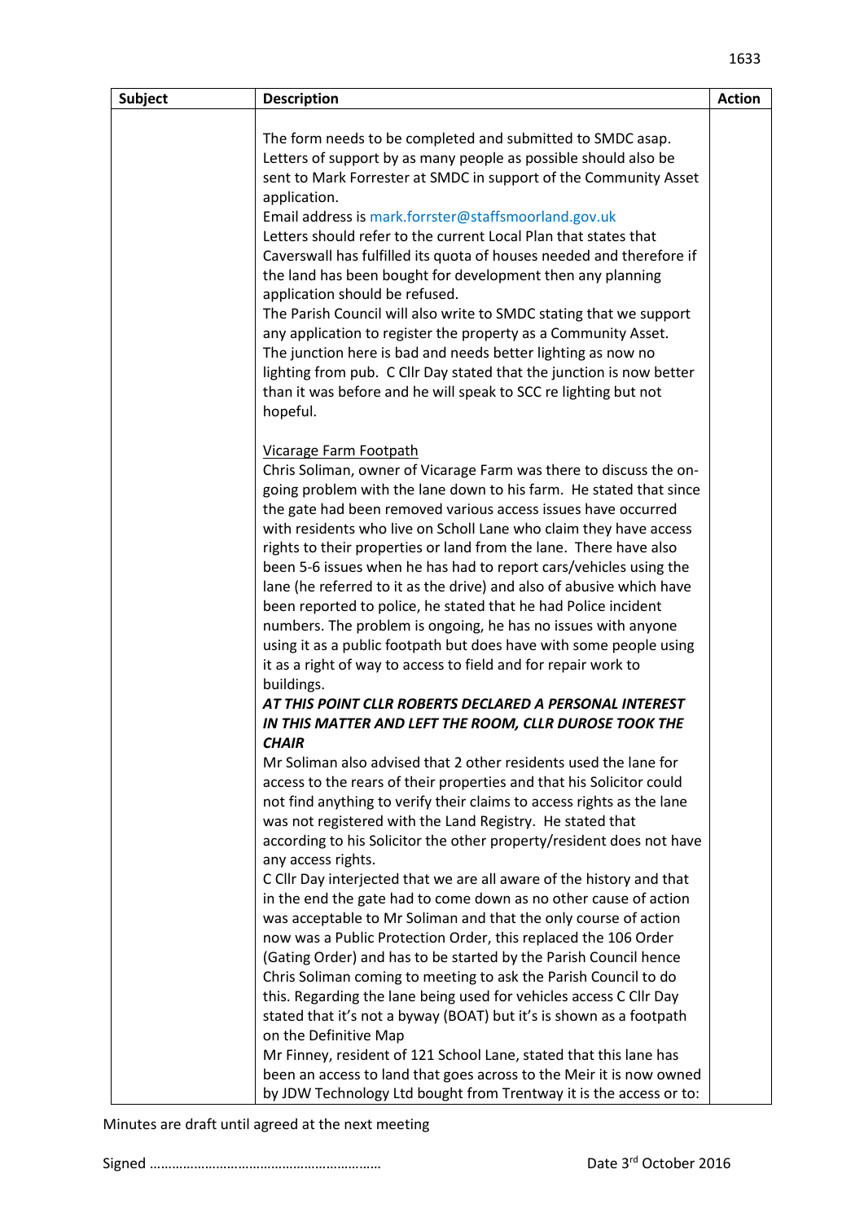| Subject | Description | Action |
|---|---|---|
| | The form needs to be completed and submitted to SMDC asap. Letters of support by as many people as possible should also be sent to Mark Forrester at SMDC in support of the Community Asset application.<br>Email address is mark.forrster@staffsmoorland.gov.uk<br>Letters should refer to the current Local Plan that states that Caverswall has fulfilled its quota of houses needed and therefore if the land has been bought for development then any planning application should be refused.<br>The Parish Council will also write to SMDC stating that we support any application to register the property as a Community Asset.<br>The junction here is bad and needs better lighting as now no lighting from pub. C Cllr Day stated that the junction is now better than it was before and he will speak to SCC re lighting but not hopeful.<br><br><u>Vicarage Farm Footpath</u><br>Chris Soliman, owner of Vicarage Farm was there to discuss the on-going problem with the lane down to his farm. He stated that since the gate had been removed various access issues have occurred with residents who live on Scholl Lane who claim they have access rights to their properties or land from the lane. There have also been 5-6 issues when he has had to report cars/vehicles using the lane (he referred to it as the drive) and also of abusive which have been reported to police, he stated that he had Police incident numbers. The problem is ongoing, he has no issues with anyone using it as a public footpath but does have with some people using it as a right of way to access to field and for repair work to buildings.<br>***AT THIS POINT CLLR ROBERTS DECLARED A PERSONAL INTEREST IN THIS MATTER AND LEFT THE ROOM, CLLR DUROSE TOOK THE CHAIR***<br>Mr Soliman also advised that 2 other residents used the lane for access to the rears of their properties and that his Solicitor could not find anything to verify their claims to access rights as the lane was not registered with the Land Registry. He stated that according to his Solicitor the other property/resident does not have any access rights.<br>C Cllr Day interjected that we are all aware of the history and that in the end the gate had to come down as no other cause of action was acceptable to Mr Soliman and that the only course of action now was a Public Protection Order, this replaced the 106 Order (Gating Order) and has to be started by the Parish Council hence Chris Soliman coming to meeting to ask the Parish Council to do this. Regarding the lane being used for vehicles access C Cllr Day stated that it's not a byway (BOAT) but it's is shown as a footpath on the Definitive Map<br>Mr Finney, resident of 121 School Lane, stated that this lane has been an access to land that goes across to the Meir it is now owned by JDW Technology Ltd bought from Trentway it is the access or to: | |

Minutes are draft until agreed at the next meeting

Signed ………………………………………………………    Date 3rd October 2016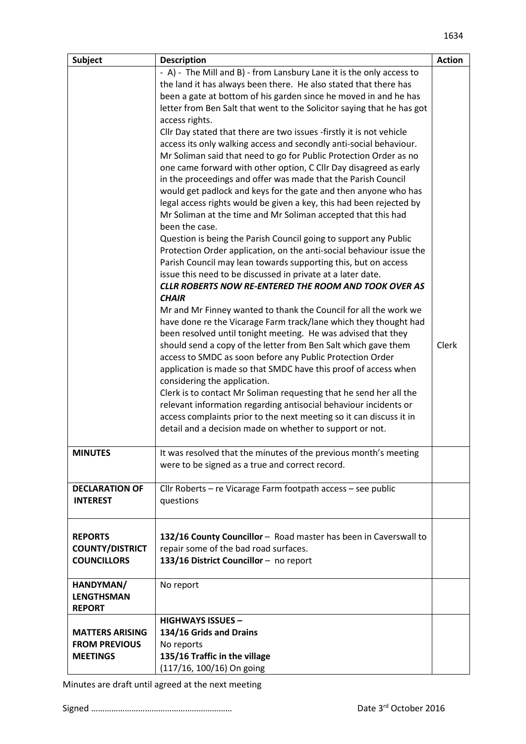| Subject | Description | Action |
|---|---|---|
| | - A) - The Mill and B) - from Lansbury Lane it is the only access to the land it has always been there. He also stated that there has been a gate at bottom of his garden since he moved in and he has letter from Ben Salt that went to the Solicitor saying that he has got access rights.<br>Cllr Day stated that there are two issues -firstly it is not vehicle access its only walking access and secondly anti-social behaviour. Mr Soliman said that need to go for Public Protection Order as no one came forward with other option, C Cllr Day disagreed as early in the proceedings and offer was made that the Parish Council would get padlock and keys for the gate and then anyone who has legal access rights would be given a key, this had been rejected by Mr Soliman at the time and Mr Soliman accepted that this had been the case.<br>Question is being the Parish Council going to support any Public Protection Order application, on the anti-social behaviour issue the Parish Council may lean towards supporting this, but on access issue this need to be discussed in private at a later date.<br>***CLLR ROBERTS NOW RE-ENTERED THE ROOM AND TOOK OVER AS CHAIR***<br>Mr and Mr Finney wanted to thank the Council for all the work we have done re the Vicarage Farm track/lane which they thought had been resolved until tonight meeting. He was advised that they should send a copy of the letter from Ben Salt which gave them access to SMDC as soon before any Public Protection Order application is made so that SMDC have this proof of access when considering the application.<br>Clerk is to contact Mr Soliman requesting that he send her all the relevant information regarding antisocial behaviour incidents or access complaints prior to the next meeting so it can discuss it in detail and a decision made on whether to support or not. | Clerk |
| **MINUTES** | It was resolved that the minutes of the previous month's meeting were to be signed as a true and correct record. | |
| **DECLARATION OF INTEREST** | Cllr Roberts – re Vicarage Farm footpath access – see public questions | |
| **REPORTS COUNTY/DISTRICT COUNCILLORS** | **132/16 County Councillor** – Road master has been in Caverswall to repair some of the bad road surfaces.<br>**133/16 District Councillor** – no report | |
| **HANDYMAN/ LENGTHSMAN REPORT** | No report | |
| **MATTERS ARISING FROM PREVIOUS MEETINGS** | **HIGHWAYS ISSUES –**<br>**134/16 Grids and Drains**<br>No reports<br>**135/16 Traffic in the village**<br>(117/16, 100/16) On going | |

Minutes are draft until agreed at the next meeting

Signed ……………………………………………………… Date 3rd October 2016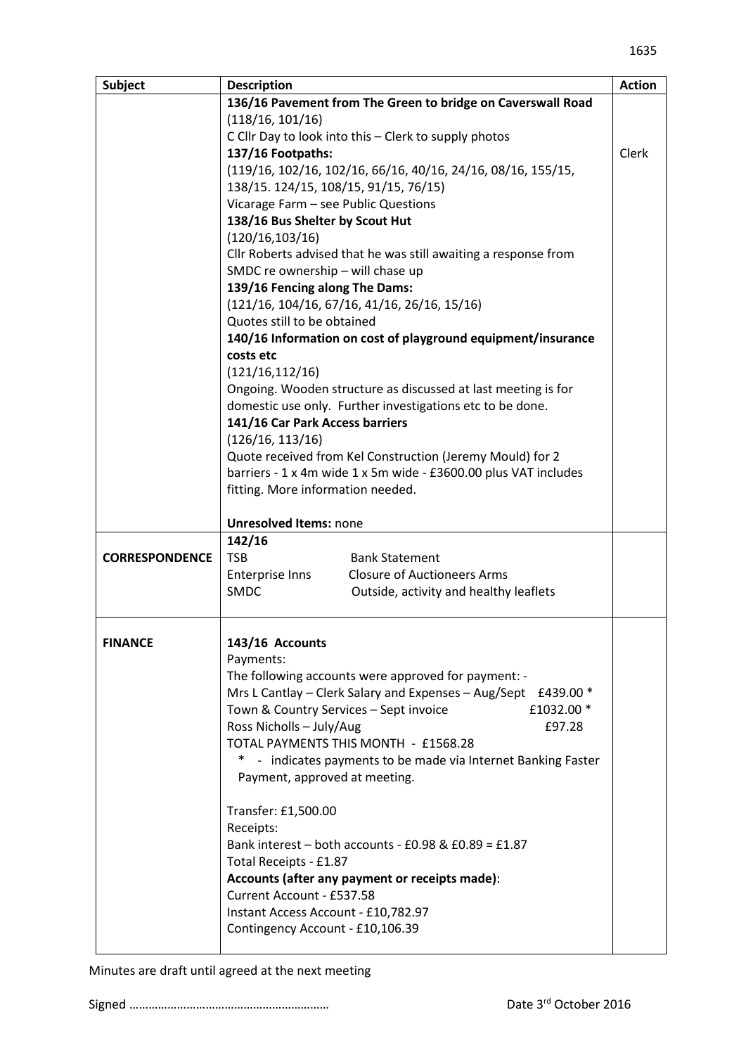| Subject | Description | Action |
|---|---|---|
| | **136/16 Pavement from The Green to bridge on Caverswall Road**<br>(118/16, 101/16)<br>C Cllr Day to look into this – Clerk to supply photos<br>**137/16 Footpaths:**<br>(119/16, 102/16, 102/16, 66/16, 40/16, 24/16, 08/16, 155/15, 138/15. 124/15, 108/15, 91/15, 76/15)<br>Vicarage Farm – see Public Questions<br>**138/16 Bus Shelter by Scout Hut**<br>(120/16,103/16)<br>Cllr Roberts advised that he was still awaiting a response from SMDC re ownership – will chase up<br>**139/16 Fencing along The Dams:**<br>(121/16, 104/16, 67/16, 41/16, 26/16, 15/16)<br>Quotes still to be obtained<br>**140/16 Information on cost of playground equipment/insurance costs etc**<br>(121/16,112/16)<br>Ongoing. Wooden structure as discussed at last meeting is for domestic use only. Further investigations etc to be done.<br>**141/16 Car Park Access barriers**<br>(126/16, 113/16)<br>Quote received from Kel Construction (Jeremy Mould) for 2 barriers - 1 x 4m wide 1 x 5m wide - £3600.00 plus VAT includes fitting. More information needed.<br><br>**Unresolved Items:** none | Clerk |
| **CORRESPONDENCE** | **142/16**<br>TSB – Bank Statement<br>Enterprise Inns – Closure of Auctioneers Arms<br>SMDC – Outside, activity and healthy leaflets | |
| **FINANCE** | **143/16 Accounts**<br>Payments:<br>The following accounts were approved for payment: -<br>Mrs L Cantlay – Clerk Salary and Expenses – Aug/Sept £439.00 *<br>Town & Country Services – Sept invoice £1032.00 *<br>Ross Nicholls – July/Aug £97.28<br>TOTAL PAYMENTS THIS MONTH - £1568.28<br>* - indicates payments to be made via Internet Banking Faster Payment, approved at meeting.<br><br>Transfer: £1,500.00<br>Receipts:<br>Bank interest – both accounts - £0.98 & £0.89 = £1.87<br>Total Receipts - £1.87<br>**Accounts (after any payment or receipts made)**:<br>Current Account - £537.58<br>Instant Access Account - £10,782.97<br>Contingency Account - £10,106.39 | |

Minutes are draft until agreed at the next meeting

Signed …………………………………………………… Date 3rd October 2016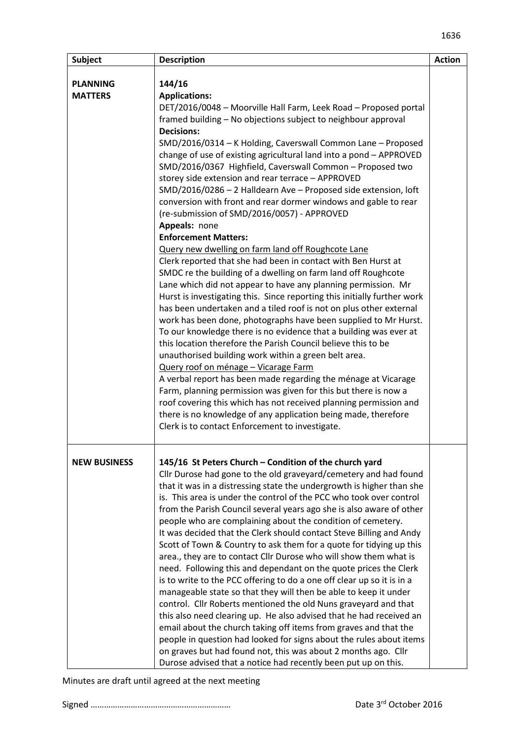| Subject | Description | Action |
|---|---|---|
| **PLANNING MATTERS** | **144/16**<br>**Applications:**<br>DET/2016/0048 – Moorville Hall Farm, Leek Road – Proposed portal framed building – No objections subject to neighbour approval<br>**Decisions:**<br>SMD/2016/0314 – K Holding, Caverswall Common Lane – Proposed change of use of existing agricultural land into a pond – APPROVED<br>SMD/2016/0367 Highfield, Caverswall Common – Proposed two storey side extension and rear terrace – APPROVED<br>SMD/2016/0286 – 2 Halldearn Ave – Proposed side extension, loft conversion with front and rear dormer windows and gable to rear (re-submission of SMD/2016/0057) - APPROVED<br>**Appeals:** none<br>**Enforcement Matters:**<br><u>Query new dwelling on farm land off Roughcote Lane</u><br>Clerk reported that she had been in contact with Ben Hurst at SMDC re the building of a dwelling on farm land off Roughcote Lane which did not appear to have any planning permission. Mr Hurst is investigating this. Since reporting this initially further work has been undertaken and a tiled roof is not on plus other external work has been done, photographs have been supplied to Mr Hurst. To our knowledge there is no evidence that a building was ever at this location therefore the Parish Council believe this to be unauthorised building work within a green belt area.<br><u>Query roof on ménage – Vicarage Farm</u><br>A verbal report has been made regarding the ménage at Vicarage Farm, planning permission was given for this but there is now a roof covering this which has not received planning permission and there is no knowledge of any application being made, therefore Clerk is to contact Enforcement to investigate. | |
| **NEW BUSINESS** | **145/16 St Peters Church – Condition of the church yard**<br>Cllr Durose had gone to the old graveyard/cemetery and had found that it was in a distressing state the undergrowth is higher than she is. This area is under the control of the PCC who took over control from the Parish Council several years ago she is also aware of other people who are complaining about the condition of cemetery.<br>It was decided that the Clerk should contact Steve Billing and Andy Scott of Town & Country to ask them for a quote for tidying up this area., they are to contact Cllr Durose who will show them what is need. Following this and dependant on the quote prices the Clerk is to write to the PCC offering to do a one off clear up so it is in a manageable state so that they will then be able to keep it under control. Cllr Roberts mentioned the old Nuns graveyard and that this also need clearing up. He also advised that he had received an email about the church taking off items from graves and that the people in question had looked for signs about the rules about items on graves but had found not, this was about 2 months ago. Cllr Durose advised that a notice had recently been put up on this. | |

Minutes are draft until agreed at the next meeting

Signed …………………………………………………… Date 3rd October 2016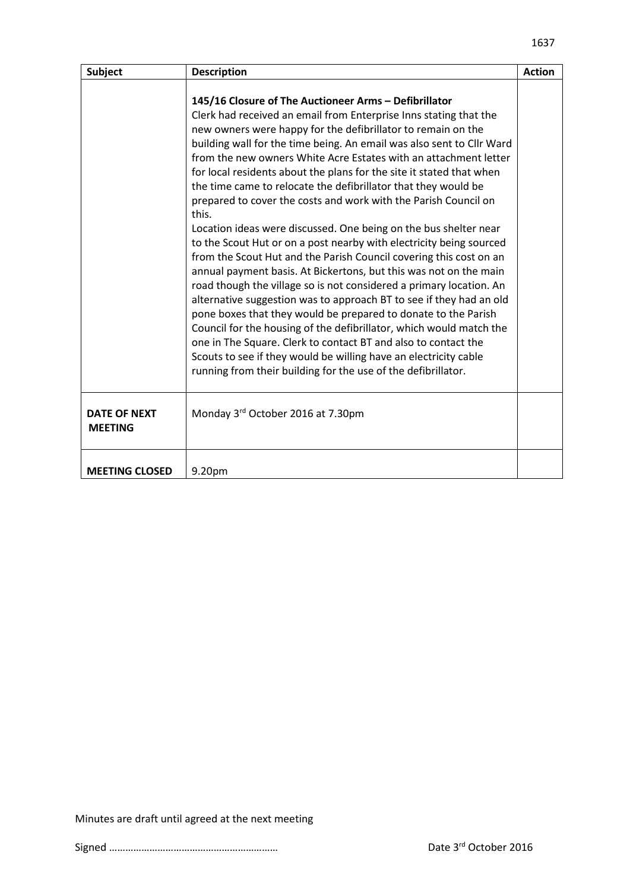| Subject | Description | Action |
|---|---|---|
| | **145/16 Closure of The Auctioneer Arms – Defibrillator**<br>Clerk had received an email from Enterprise Inns stating that the new owners were happy for the defibrillator to remain on the building wall for the time being. An email was also sent to Cllr Ward from the new owners White Acre Estates with an attachment letter for local residents about the plans for the site it stated that when the time came to relocate the defibrillator that they would be prepared to cover the costs and work with the Parish Council on this.<br>Location ideas were discussed. One being on the bus shelter near to the Scout Hut or on a post nearby with electricity being sourced from the Scout Hut and the Parish Council covering this cost on an annual payment basis. At Bickertons, but this was not on the main road though the village so is not considered a primary location. An alternative suggestion was to approach BT to see if they had an old pone boxes that they would be prepared to donate to the Parish Council for the housing of the defibrillator, which would match the one in The Square. Clerk to contact BT and also to contact the Scouts to see if they would be willing have an electricity cable running from their building for the use of the defibrillator. | |
| **DATE OF NEXT MEETING** | Monday 3rd October 2016 at 7.30pm | |
| **MEETING CLOSED** | 9.20pm | |

Minutes are draft until agreed at the next meeting

Signed …………………………………………………… Date 3rd October 2016